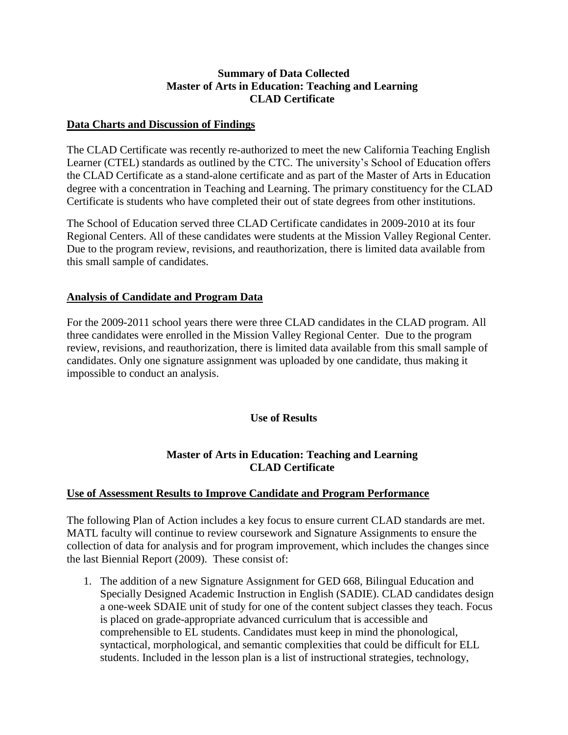**Summary of Data Collected**
**Master of Arts in Education: Teaching and Learning**
**CLAD Certificate**

## Data Charts and Discussion of Findings

The CLAD Certificate was recently re-authorized to meet the new California Teaching English Learner (CTEL) standards as outlined by the CTC. The university's School of Education offers the CLAD Certificate as a stand-alone certificate and as part of the Master of Arts in Education degree with a concentration in Teaching and Learning. The primary constituency for the CLAD Certificate is students who have completed their out of state degrees from other institutions.

The School of Education served three CLAD Certificate candidates in 2009-2010 at its four Regional Centers. All of these candidates were students at the Mission Valley Regional Center. Due to the program review, revisions, and reauthorization, there is limited data available from this small sample of candidates.

## Analysis of Candidate and Program Data

For the 2009-2011 school years there were three CLAD candidates in the CLAD program. All three candidates were enrolled in the Mission Valley Regional Center. Due to the program review, revisions, and reauthorization, there is limited data available from this small sample of candidates. Only one signature assignment was uploaded by one candidate, thus making it impossible to conduct an analysis.

# Use of Results

**Master of Arts in Education: Teaching and Learning**
**CLAD Certificate**

## Use of Assessment Results to Improve Candidate and Program Performance

The following Plan of Action includes a key focus to ensure current CLAD standards are met. MATL faculty will continue to review coursework and Signature Assignments to ensure the collection of data for analysis and for program improvement, which includes the changes since the last Biennial Report (2009). These consist of:

1. The addition of a new Signature Assignment for GED 668, Bilingual Education and Specially Designed Academic Instruction in English (SADIE). CLAD candidates design a one-week SDAIE unit of study for one of the content subject classes they teach. Focus is placed on grade-appropriate advanced curriculum that is accessible and comprehensible to EL students. Candidates must keep in mind the phonological, syntactical, morphological, and semantic complexities that could be difficult for ELL students. Included in the lesson plan is a list of instructional strategies, technology,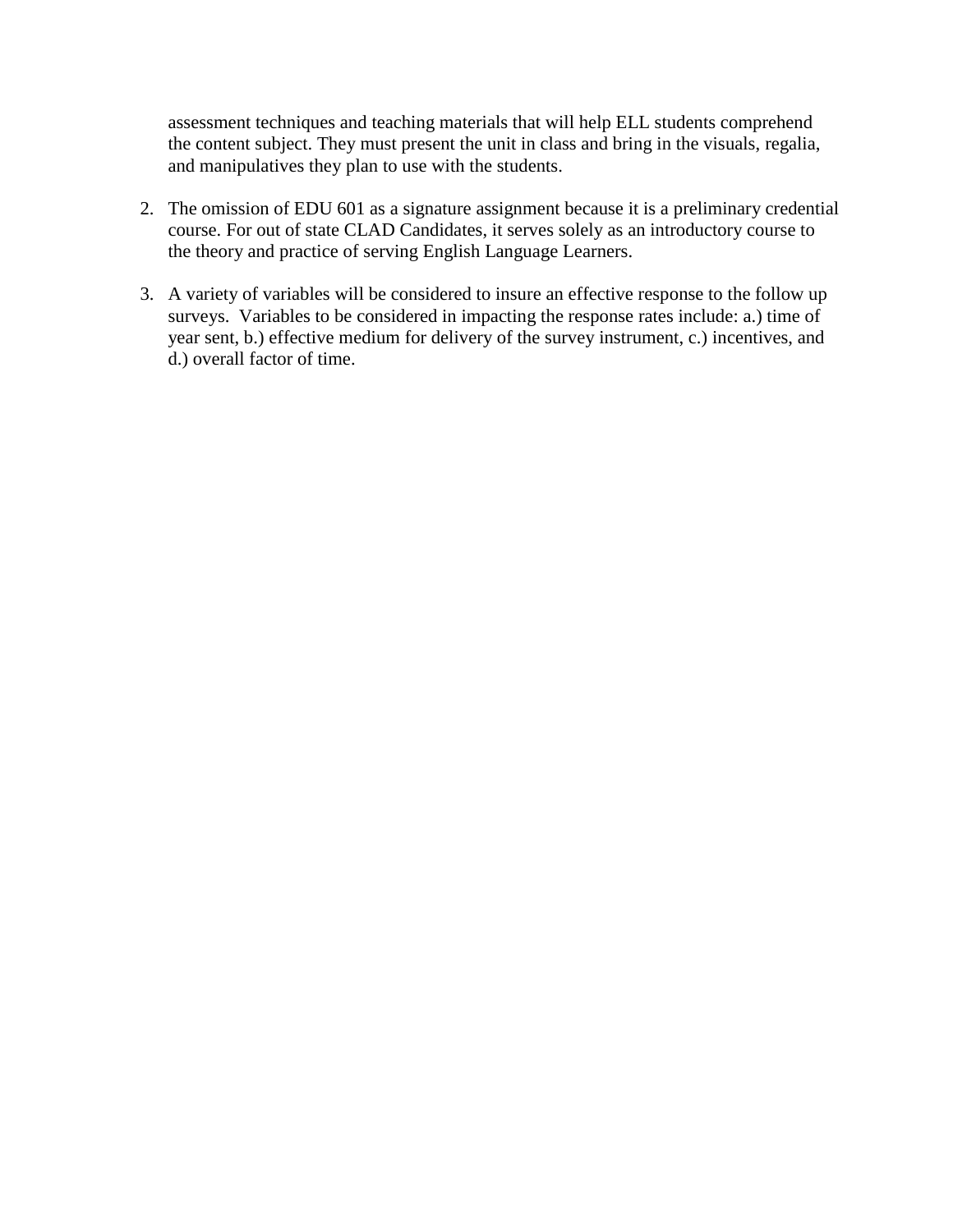assessment techniques and teaching materials that will help ELL students comprehend the content subject. They must present the unit in class and bring in the visuals, regalia, and manipulatives they plan to use with the students.

2. The omission of EDU 601 as a signature assignment because it is a preliminary credential course. For out of state CLAD Candidates, it serves solely as an introductory course to the theory and practice of serving English Language Learners.

3. A variety of variables will be considered to insure an effective response to the follow up surveys. Variables to be considered in impacting the response rates include: a.) time of year sent, b.) effective medium for delivery of the survey instrument, c.) incentives, and d.) overall factor of time.